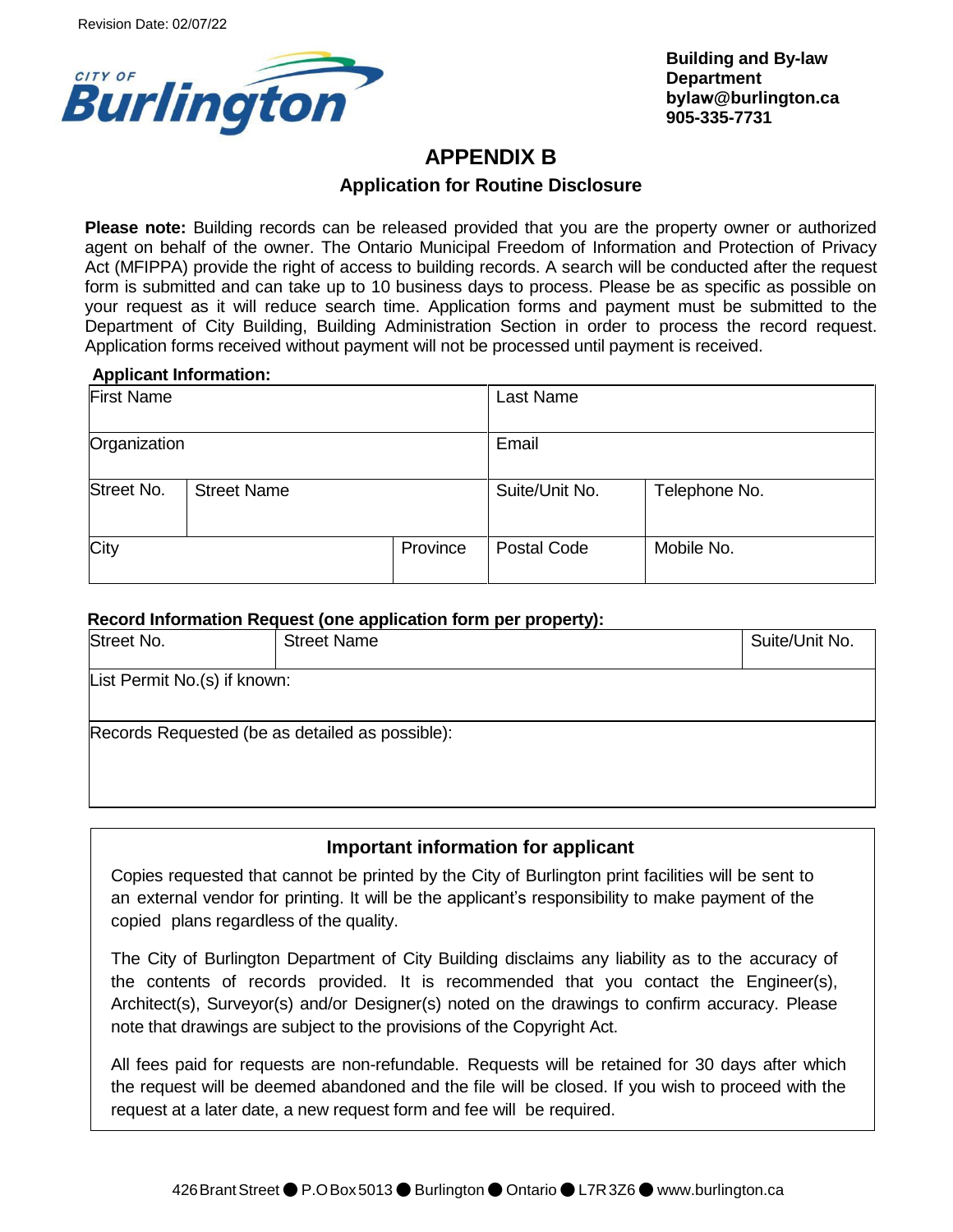Revision Date: 02/07/22

CITY OF **Burlington**

**Building and By-law Department**
**bylaw@burlington.ca**
**905-335-7731**

# APPENDIX B

## Application for Routine Disclosure

**Please note:** Building records can be released provided that you are the property owner or authorized agent on behalf of the owner. The Ontario Municipal Freedom of Information and Protection of Privacy Act (MFIPPA) provide the right of access to building records. A search will be conducted after the request form is submitted and can take up to 10 business days to process. Please be as specific as possible on your request as it will reduce search time. Application forms and payment must be submitted to the Department of City Building, Building Administration Section in order to process the record request. Application forms received without payment will not be processed until payment is received.

**Applicant Information:**

| First Name | | | Last Name | |
|---|---|---|---|---|
| Organization | | | Email | |
| Street No. | Street Name | | Suite/Unit No. | Telephone No. |
| City | | Province | Postal Code | Mobile No. |

**Record Information Request (one application form per property):**

| Street No. | Street Name | Suite/Unit No. |
|---|---|---|
| List Permit No.(s) if known: | | |
| Records Requested (be as detailed as possible): | | |

### Important information for applicant

Copies requested that cannot be printed by the City of Burlington print facilities will be sent to an external vendor for printing. It will be the applicant's responsibility to make payment of the copied plans regardless of the quality.

The City of Burlington Department of City Building disclaims any liability as to the accuracy of the contents of records provided. It is recommended that you contact the Engineer(s), Architect(s), Surveyor(s) and/or Designer(s) noted on the drawings to confirm accuracy. Please note that drawings are subject to the provisions of the Copyright Act.

All fees paid for requests are non-refundable. Requests will be retained for 30 days after which the request will be deemed abandoned and the file will be closed. If you wish to proceed with the request at a later date, a new request form and fee will be required.

426 Brant Street ● P.O Box 5013 ● Burlington ● Ontario ● L7R 3Z6 ● www.burlington.ca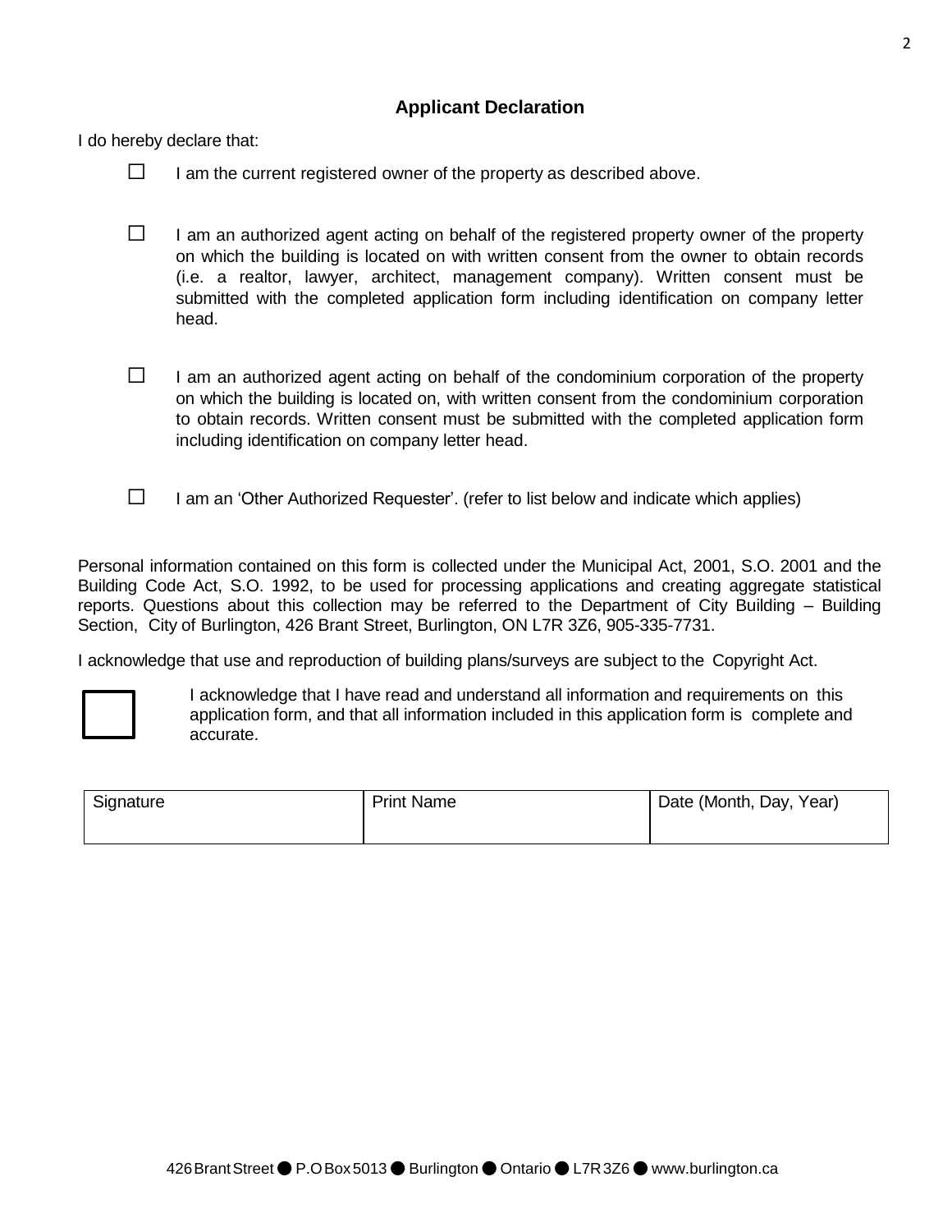## Applicant Declaration

I do hereby declare that:

- ☐ I am the current registered owner of the property as described above.

- ☐ I am an authorized agent acting on behalf of the registered property owner of the property on which the building is located on with written consent from the owner to obtain records (i.e. a realtor, lawyer, architect, management company). Written consent must be submitted with the completed application form including identification on company letter head.

- ☐ I am an authorized agent acting on behalf of the condominium corporation of the property on which the building is located on, with written consent from the condominium corporation to obtain records. Written consent must be submitted with the completed application form including identification on company letter head.

- ☐ I am an 'Other Authorized Requester'. (refer to list below and indicate which applies)

Personal information contained on this form is collected under the Municipal Act, 2001, S.O. 2001 and the Building Code Act, S.O. 1992, to be used for processing applications and creating aggregate statistical reports. Questions about this collection may be referred to the Department of City Building – Building Section, City of Burlington, 426 Brant Street, Burlington, ON L7R 3Z6, 905-335-7731.

I acknowledge that use and reproduction of building plans/surveys are subject to the Copyright Act.

☐ I acknowledge that I have read and understand all information and requirements on this application form, and that all information included in this application form is complete and accurate.

| Signature | Print Name | Date (Month, Day, Year) |
|---|---|---|
| | | |

426 Brant Street ● P.O Box 5013 ● Burlington ● Ontario ● L7R 3Z6 ● www.burlington.ca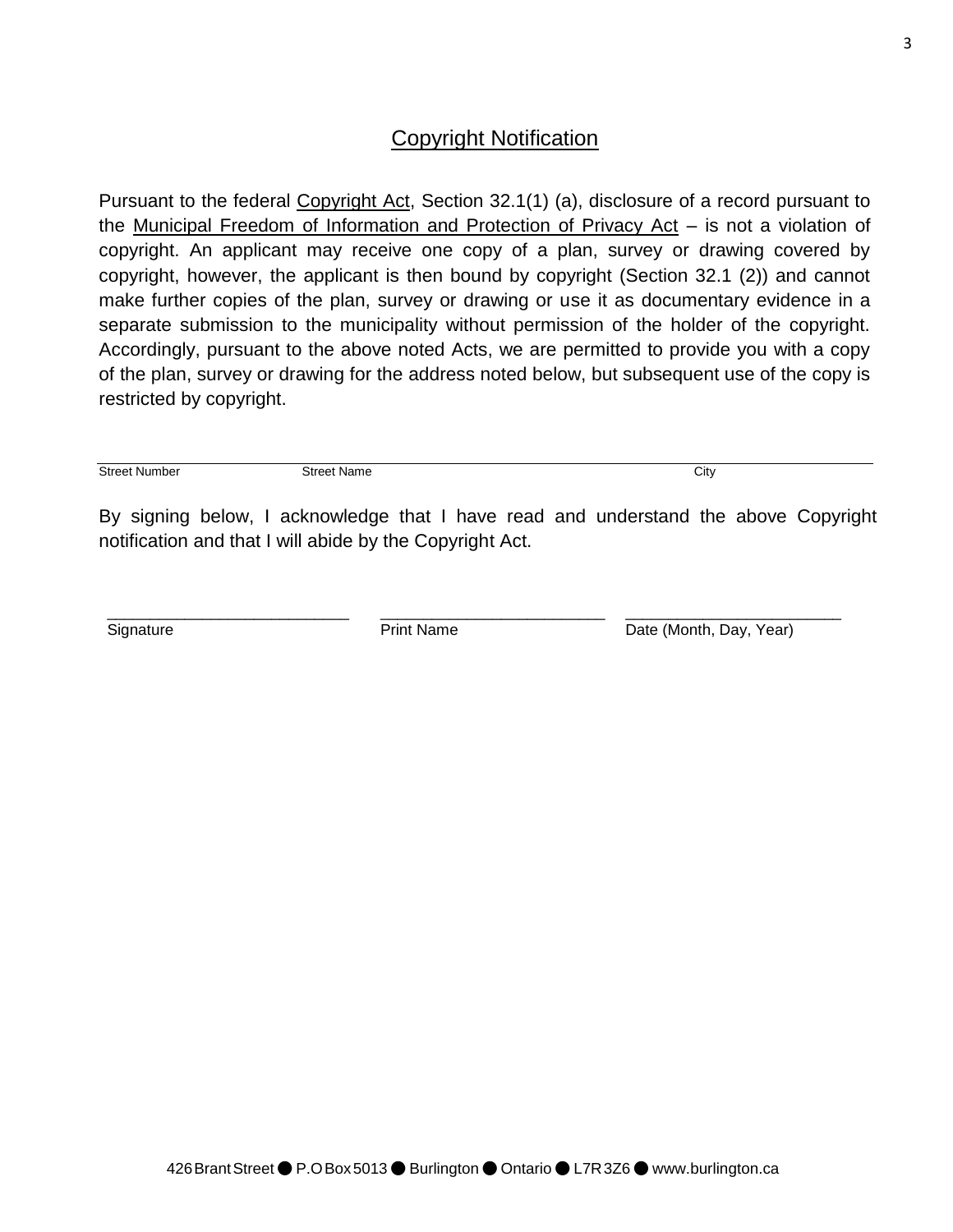## Copyright Notification

Pursuant to the federal Copyright Act, Section 32.1(1) (a), disclosure of a record pursuant to the Municipal Freedom of Information and Protection of Privacy Act – is not a violation of copyright. An applicant may receive one copy of a plan, survey or drawing covered by copyright, however, the applicant is then bound by copyright (Section 32.1 (2)) and cannot make further copies of the plan, survey or drawing or use it as documentary evidence in a separate submission to the municipality without permission of the holder of the copyright. Accordingly, pursuant to the above noted Acts, we are permitted to provide you with a copy of the plan, survey or drawing for the address noted below, but subsequent use of the copy is restricted by copyright.

______________________________________________________________________

Street Number | Street Name | City

By signing below, I acknowledge that I have read and understand the above Copyright notification and that I will abide by the Copyright Act.

___________________________ ___________________________ ___________________________

Signature | Print Name | Date (Month, Day, Year)

426 Brant Street ● P.O Box 5013 ● Burlington ● Ontario ● L7R 3Z6 ● www.burlington.ca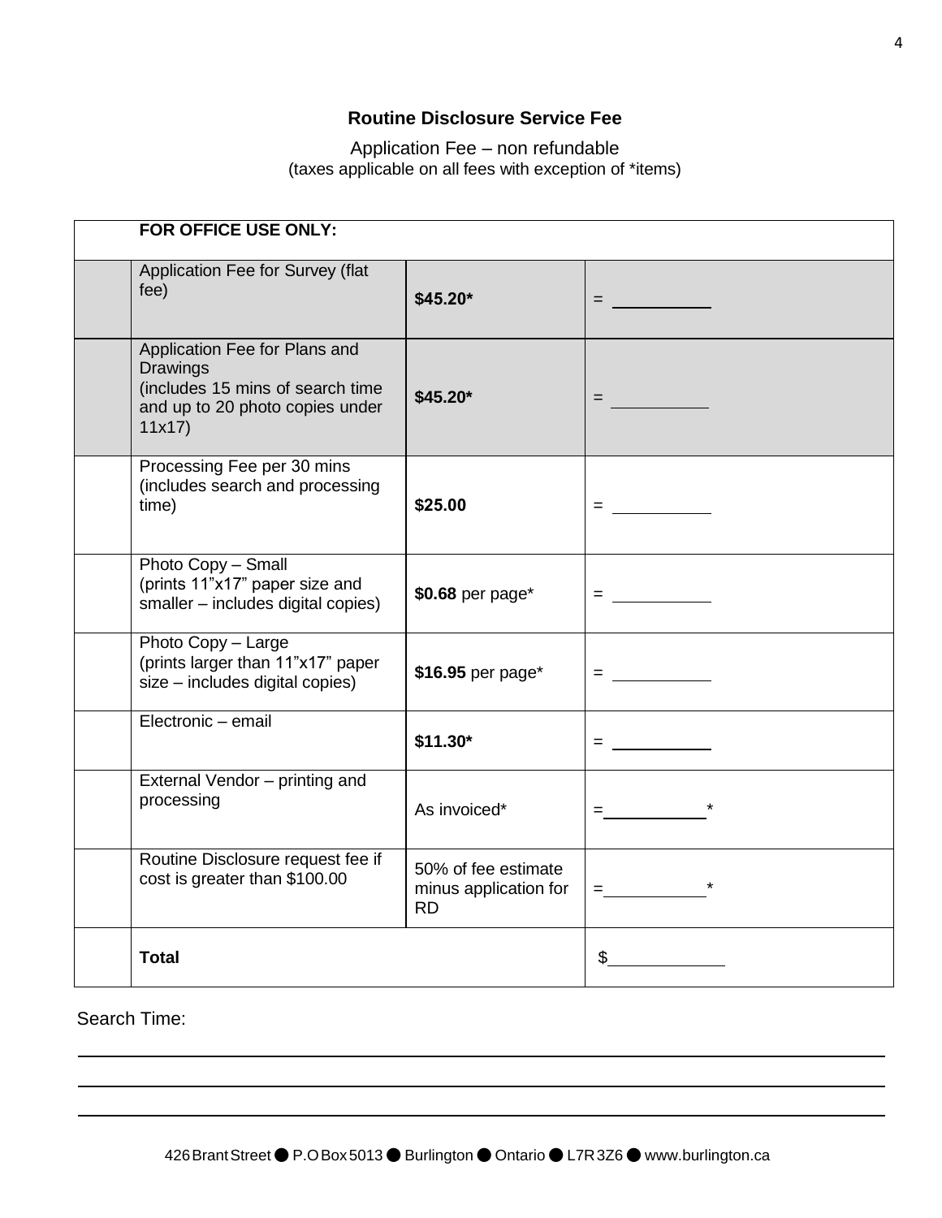**Routine Disclosure Service Fee**

Application Fee – non refundable
(taxes applicable on all fees with exception of *items)

| | FOR OFFICE USE ONLY: | | |
|---|---|---|---|
| | Application Fee for Survey (flat fee) | **$45.20*** | = ________ |
| | Application Fee for Plans and Drawings (includes 15 mins of search time and up to 20 photo copies under 11x17) | **$45.20*** | = ________ |
| | Processing Fee per 30 mins (includes search and processing time) | **$25.00** | = ________ |
| | Photo Copy – Small (prints 11"x17" paper size and smaller – includes digital copies) | **$0.68** per page* | = ________ |
| | Photo Copy – Large (prints larger than 11"x17" paper size – includes digital copies) | **$16.95** per page* | = ________ |
| | Electronic – email | **$11.30*** | = ________ |
| | External Vendor – printing and processing | As invoiced* | =________* |
| | Routine Disclosure request fee if cost is greater than $100.00 | 50% of fee estimate minus application for RD | =________* |
| | **Total** | | $________ |

Search Time:

______________________________________________________________________

______________________________________________________________________

______________________________________________________________________

426 Brant Street ● P.O Box 5013 ● Burlington ● Ontario ● L7R 3Z6 ● www.burlington.ca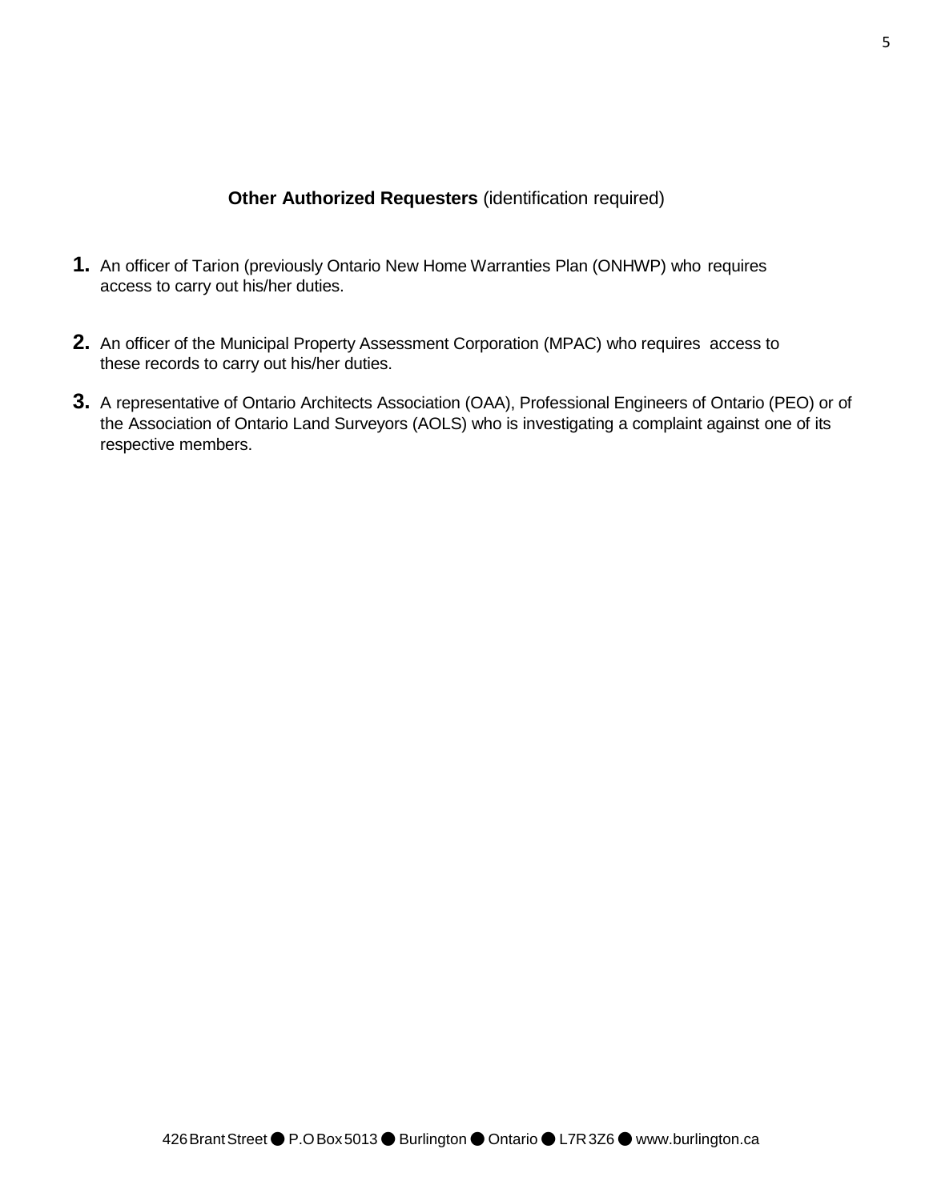**Other Authorized Requesters** (identification required)

1. An officer of Tarion (previously Ontario New Home Warranties Plan (ONHWP) who requires access to carry out his/her duties.

2. An officer of the Municipal Property Assessment Corporation (MPAC) who requires access to these records to carry out his/her duties.

3. A representative of Ontario Architects Association (OAA), Professional Engineers of Ontario (PEO) or of the Association of Ontario Land Surveyors (AOLS) who is investigating a complaint against one of its respective members.